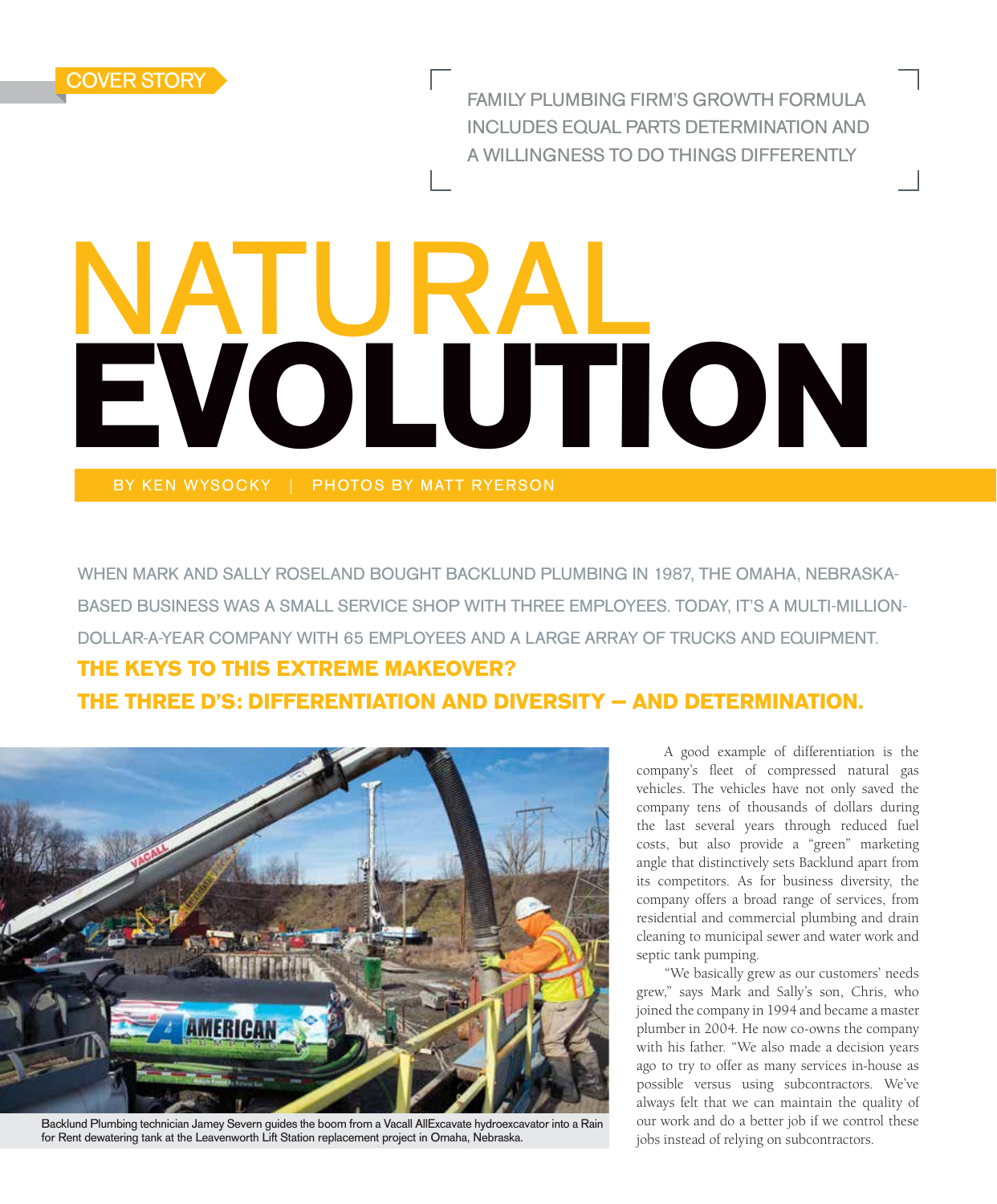COVER STORY

FAMILY PLUMBING FIRM'S GROWTH FORMULA INCLUDES EQUAL PARTS DETERMINATION AND A WILLINGNESS TO DO THINGS DIFFERENTLY

# NATURAL EVOLUTION

BY KEN WYSOCKY | PHOTOS BY MATT RYERSON

WHEN MARK AND SALLY ROSELAND BOUGHT BACKLUND PLUMBING IN 1987, THE OMAHA, NEBRASKA-BASED BUSINESS WAS A SMALL SERVICE SHOP WITH THREE EMPLOYEES. TODAY, IT'S A MULTI-MILLION-DOLLAR-A-YEAR COMPANY WITH 65 EMPLOYEES AND A LARGE ARRAY OF TRUCKS AND EQUIPMENT.

**THE KEYS TO THIS EXTREME MAKEOVER? THE THREE D'S: DIFFERENTIATION AND DIVERSITY — AND DETERMINATION.**

Backlund Plumbing technician Jamey Severn guides the boom from a Vacall AllExcavate hydroexcavator into a Rain for Rent dewatering tank at the Leavenworth Lift Station replacement project in Omaha, Nebraska.

A good example of differentiation is the company's fleet of compressed natural gas vehicles. The vehicles have not only saved the company tens of thousands of dollars during the last several years through reduced fuel costs, but also provide a "green" marketing angle that distinctively sets Backlund apart from its competitors. As for business diversity, the company offers a broad range of services, from residential and commercial plumbing and drain cleaning to municipal sewer and water work and septic tank pumping.

"We basically grew as our customers' needs grew," says Mark and Sally's son, Chris, who joined the company in 1994 and became a master plumber in 2004. He now co-owns the company with his father. "We also made a decision years ago to try to offer as many services in-house as possible versus using subcontractors. We've always felt that we can maintain the quality of our work and do a better job if we control these jobs instead of relying on subcontractors.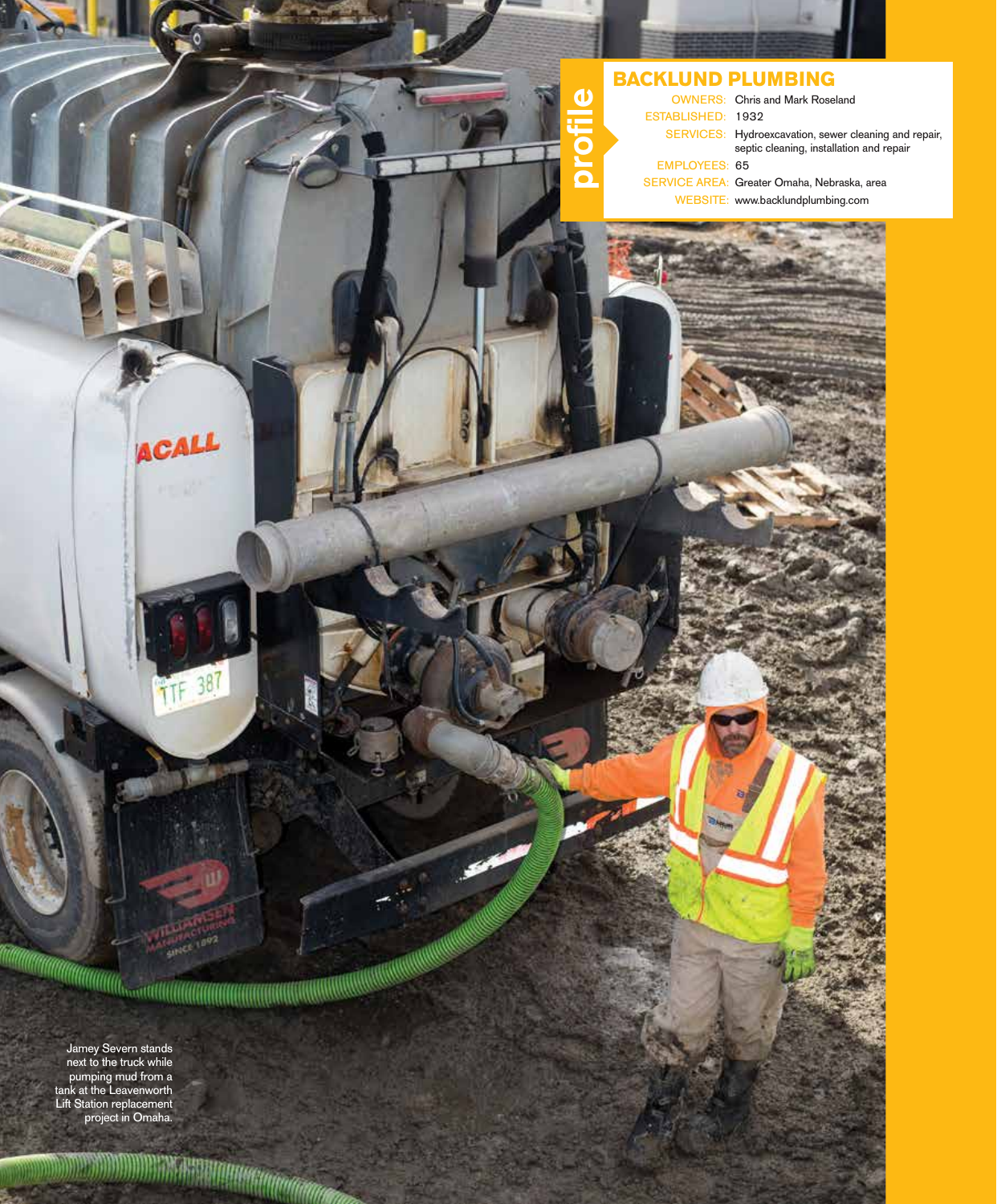profile

## BACKLUND PLUMBING

OWNERS: Chris and Mark Roseland

ESTABLISHED: 1932

SERVICES: Hydroexcavation, sewer cleaning and repair, septic cleaning, installation and repair

EMPLOYEES: 65

SERVICE AREA: Greater Omaha, Nebraska, area

WEBSITE: www.backlundplumbing.com

Jamey Severn stands next to the truck while pumping mud from a tank at the Leavenworth Lift Station replacement project in Omaha.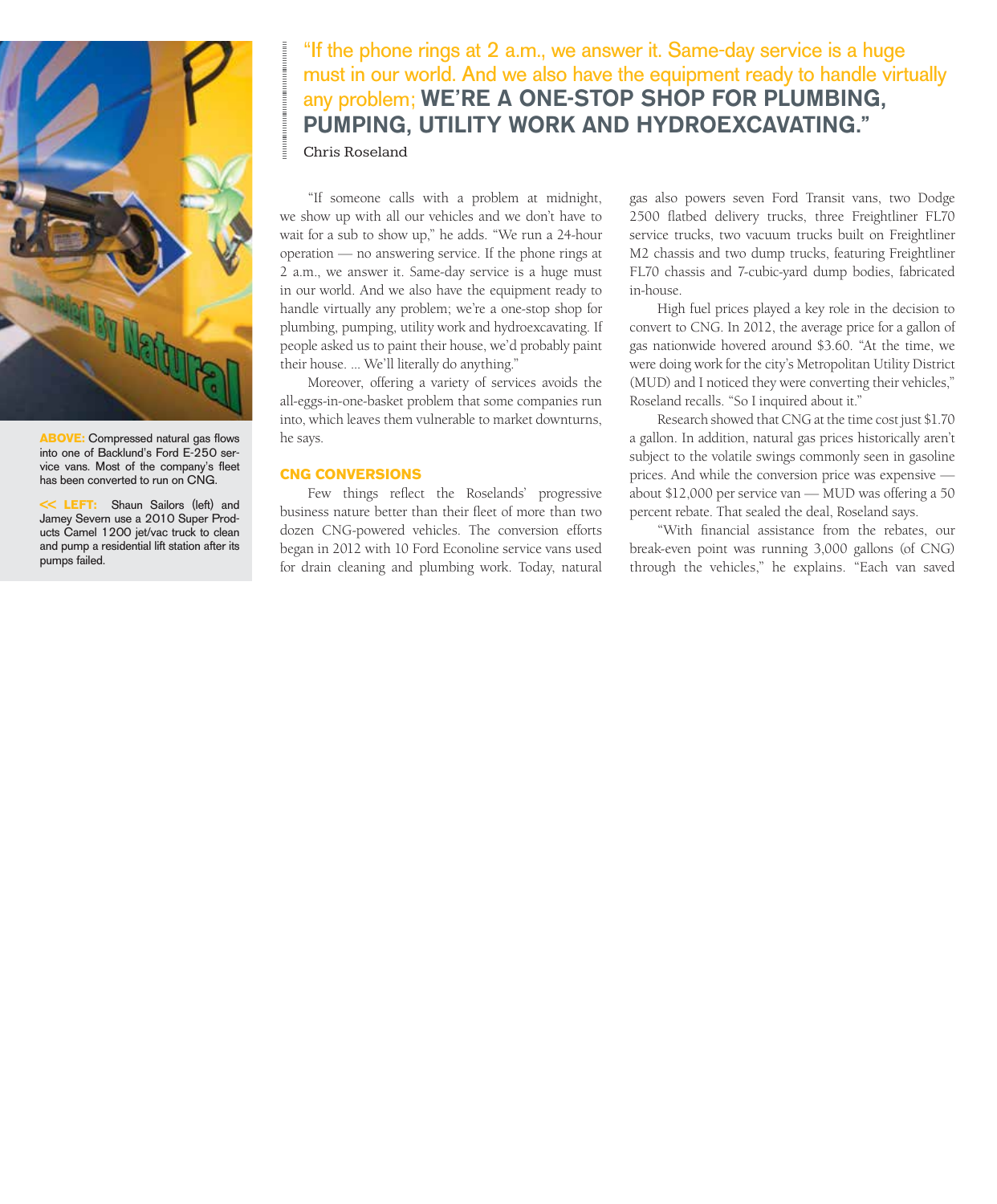> "If the phone rings at 2 a.m., we answer it. Same-day service is a huge must in our world. And we also have the equipment ready to handle virtually any problem; **WE'RE A ONE-STOP SHOP FOR PLUMBING, PUMPING, UTILITY WORK AND HYDROEXCAVATING."**
>
> Chris Roseland

**ABOVE:** Compressed natural gas flows into one of Backlund's Ford E-250 service vans. Most of the company's fleet has been converted to run on CNG.

**<< LEFT:** Shaun Sailors (left) and Jamey Severn use a 2010 Super Products Camel 1200 jet/vac truck to clean and pump a residential lift station after its pumps failed.

"If someone calls with a problem at midnight, we show up with all our vehicles and we don't have to wait for a sub to show up," he adds. "We run a 24-hour operation — no answering service. If the phone rings at 2 a.m., we answer it. Same-day service is a huge must in our world. And we also have the equipment ready to handle virtually any problem; we're a one-stop shop for plumbing, pumping, utility work and hydroexcavating. If people asked us to paint their house, we'd probably paint their house. ... We'll literally do anything."

Moreover, offering a variety of services avoids the all-eggs-in-one-basket problem that some companies run into, which leaves them vulnerable to market downturns, he says.

## CNG CONVERSIONS

Few things reflect the Roselands' progressive business nature better than their fleet of more than two dozen CNG-powered vehicles. The conversion efforts began in 2012 with 10 Ford Econoline service vans used for drain cleaning and plumbing work. Today, natural gas also powers seven Ford Transit vans, two Dodge 2500 flatbed delivery trucks, three Freightliner FL70 service trucks, two vacuum trucks built on Freightliner M2 chassis and two dump trucks, featuring Freightliner FL70 chassis and 7-cubic-yard dump bodies, fabricated in-house.

High fuel prices played a key role in the decision to convert to CNG. In 2012, the average price for a gallon of gas nationwide hovered around $3.60. "At the time, we were doing work for the city's Metropolitan Utility District (MUD) and I noticed they were converting their vehicles," Roseland recalls. "So I inquired about it."

Research showed that CNG at the time cost just $1.70 a gallon. In addition, natural gas prices historically aren't subject to the volatile swings commonly seen in gasoline prices. And while the conversion price was expensive — about $12,000 per service van — MUD was offering a 50 percent rebate. That sealed the deal, Roseland says.

"With financial assistance from the rebates, our break-even point was running 3,000 gallons (of CNG) through the vehicles," he explains. "Each van saved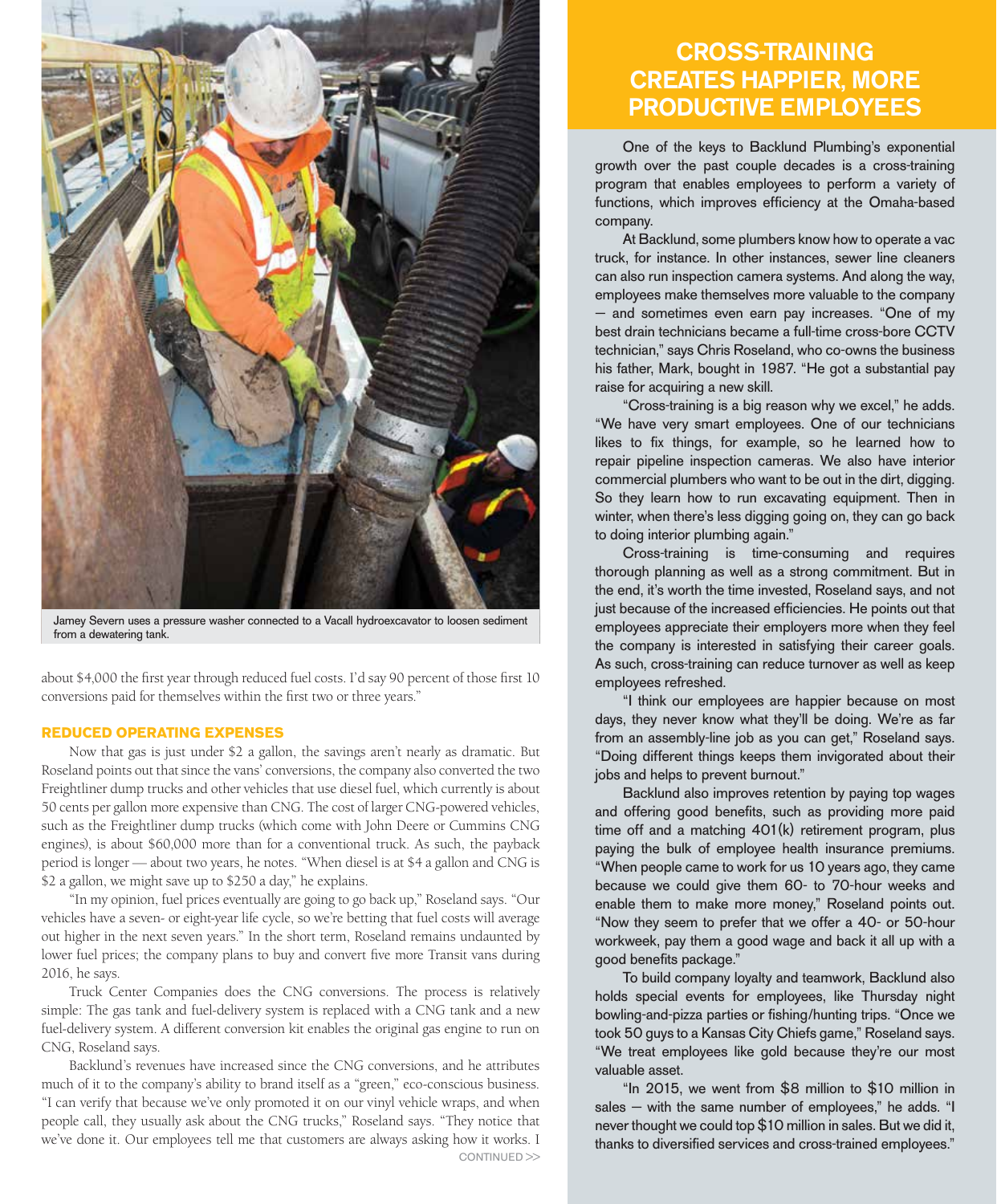Jamey Severn uses a pressure washer connected to a Vacall hydroexcavator to loosen sediment from a dewatering tank.

about $4,000 the first year through reduced fuel costs. I'd say 90 percent of those first 10 conversions paid for themselves within the first two or three years."

### REDUCED OPERATING EXPENSES

Now that gas is just under $2 a gallon, the savings aren't nearly as dramatic. But Roseland points out that since the vans' conversions, the company also converted the two Freightliner dump trucks and other vehicles that use diesel fuel, which currently is about 50 cents per gallon more expensive than CNG. The cost of larger CNG-powered vehicles, such as the Freightliner dump trucks (which come with John Deere or Cummins CNG engines), is about $60,000 more than for a conventional truck. As such, the payback period is longer — about two years, he notes. "When diesel is at $4 a gallon and CNG is $2 a gallon, we might save up to $250 a day," he explains.

"In my opinion, fuel prices eventually are going to go back up," Roseland says. "Our vehicles have a seven- or eight-year life cycle, so we're betting that fuel costs will average out higher in the next seven years." In the short term, Roseland remains undaunted by lower fuel prices; the company plans to buy and convert five more Transit vans during 2016, he says.

Truck Center Companies does the CNG conversions. The process is relatively simple: The gas tank and fuel-delivery system is replaced with a CNG tank and a new fuel-delivery system. A different conversion kit enables the original gas engine to run on CNG, Roseland says.

Backlund's revenues have increased since the CNG conversions, and he attributes much of it to the company's ability to brand itself as a "green," eco-conscious business. "I can verify that because we've only promoted it on our vinyl vehicle wraps, and when people call, they usually ask about the CNG trucks," Roseland says. "They notice that we've done it. Our employees tell me that customers are always asking how it works. I

CONTINUED >>

## CROSS-TRAINING CREATES HAPPIER, MORE PRODUCTIVE EMPLOYEES

One of the keys to Backlund Plumbing's exponential growth over the past couple decades is a cross-training program that enables employees to perform a variety of functions, which improves efficiency at the Omaha-based company.

At Backlund, some plumbers know how to operate a vac truck, for instance. In other instances, sewer line cleaners can also run inspection camera systems. And along the way, employees make themselves more valuable to the company — and sometimes even earn pay increases. "One of my best drain technicians became a full-time cross-bore CCTV technician," says Chris Roseland, who co-owns the business his father, Mark, bought in 1987. "He got a substantial pay raise for acquiring a new skill.

"Cross-training is a big reason why we excel," he adds. "We have very smart employees. One of our technicians likes to fix things, for example, so he learned how to repair pipeline inspection cameras. We also have interior commercial plumbers who want to be out in the dirt, digging. So they learn how to run excavating equipment. Then in winter, when there's less digging going on, they can go back to doing interior plumbing again."

Cross-training is time-consuming and requires thorough planning as well as a strong commitment. But in the end, it's worth the time invested, Roseland says, and not just because of the increased efficiencies. He points out that employees appreciate their employers more when they feel the company is interested in satisfying their career goals. As such, cross-training can reduce turnover as well as keep employees refreshed.

"I think our employees are happier because on most days, they never know what they'll be doing. We're as far from an assembly-line job as you can get," Roseland says. "Doing different things keeps them invigorated about their jobs and helps to prevent burnout."

Backlund also improves retention by paying top wages and offering good benefits, such as providing more paid time off and a matching 401(k) retirement program, plus paying the bulk of employee health insurance premiums. "When people came to work for us 10 years ago, they came because we could give them 60- to 70-hour weeks and enable them to make more money," Roseland points out. "Now they seem to prefer that we offer a 40- or 50-hour workweek, pay them a good wage and back it all up with a good benefits package."

To build company loyalty and teamwork, Backlund also holds special events for employees, like Thursday night bowling-and-pizza parties or fishing/hunting trips. "Once we took 50 guys to a Kansas City Chiefs game," Roseland says. "We treat employees like gold because they're our most valuable asset.

"In 2015, we went from $8 million to $10 million in sales — with the same number of employees," he adds. "I never thought we could top $10 million in sales. But we did it, thanks to diversified services and cross-trained employees."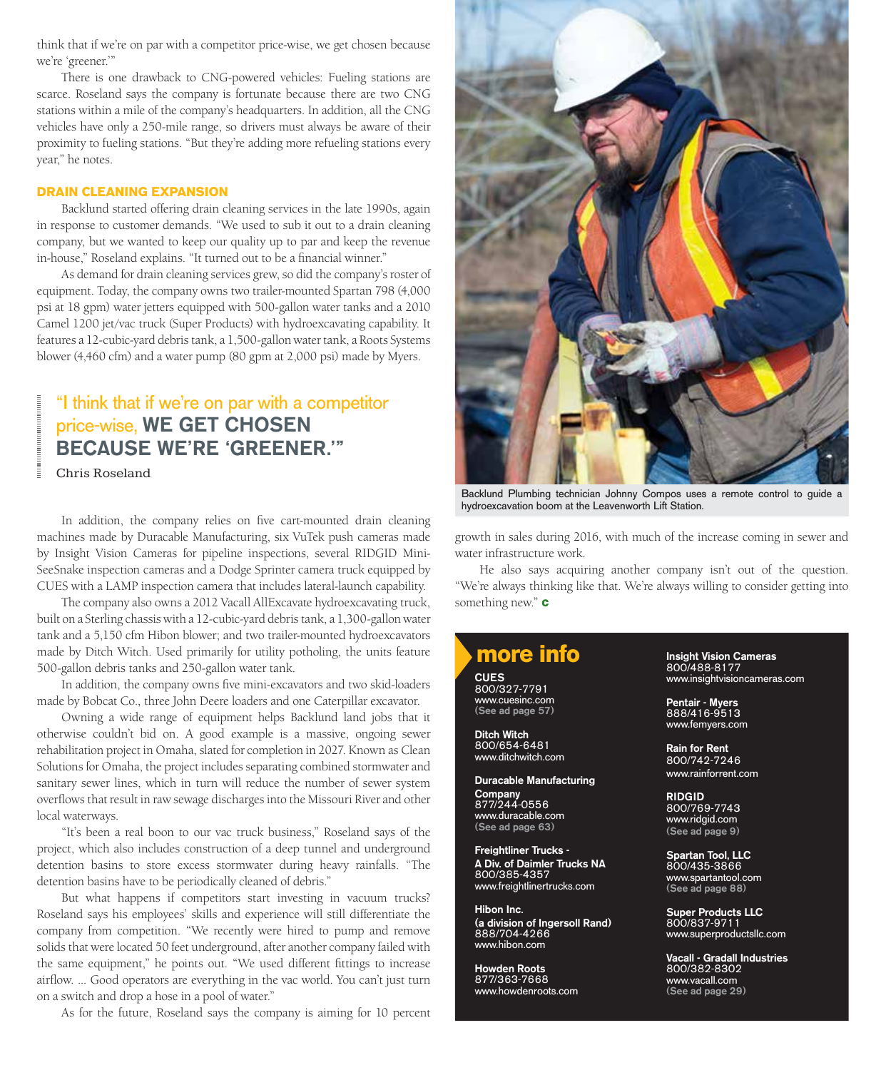think that if we're on par with a competitor price-wise, we get chosen because we're 'greener.'"

There is one drawback to CNG-powered vehicles: Fueling stations are scarce. Roseland says the company is fortunate because there are two CNG stations within a mile of the company's headquarters. In addition, all the CNG vehicles have only a 250-mile range, so drivers must always be aware of their proximity to fueling stations. "But they're adding more refueling stations every year," he notes.

## DRAIN CLEANING EXPANSION

Backlund started offering drain cleaning services in the late 1990s, again in response to customer demands. "We used to sub it out to a drain cleaning company, but we wanted to keep our quality up to par and keep the revenue in-house," Roseland explains. "It turned out to be a financial winner."

As demand for drain cleaning services grew, so did the company's roster of equipment. Today, the company owns two trailer-mounted Spartan 798 (4,000 psi at 18 gpm) water jetters equipped with 500-gallon water tanks and a 2010 Camel 1200 jet/vac truck (Super Products) with hydroexcavating capability. It features a 12-cubic-yard debris tank, a 1,500-gallon water tank, a Roots Systems blower (4,460 cfm) and a water pump (80 gpm at 2,000 psi) made by Myers.

> "I think that if we're on par with a competitor price-wise, **WE GET CHOSEN BECAUSE WE'RE 'GREENER.'"**
>
> Chris Roseland

In addition, the company relies on five cart-mounted drain cleaning machines made by Duracable Manufacturing, six VuTek push cameras made by Insight Vision Cameras for pipeline inspections, several RIDGID Mini-SeeSnake inspection cameras and a Dodge Sprinter camera truck equipped by CUES with a LAMP inspection camera that includes lateral-launch capability.

The company also owns a 2012 Vacall AllExcavate hydroexcavating truck, built on a Sterling chassis with a 12-cubic-yard debris tank, a 1,300-gallon water tank and a 5,150 cfm Hibon blower; and two trailer-mounted hydroexcavators made by Ditch Witch. Used primarily for utility potholing, the units feature 500-gallon debris tanks and 250-gallon water tank.

In addition, the company owns five mini-excavators and two skid-loaders made by Bobcat Co., three John Deere loaders and one Caterpillar excavator.

Owning a wide range of equipment helps Backlund land jobs that it otherwise couldn't bid on. A good example is a massive, ongoing sewer rehabilitation project in Omaha, slated for completion in 2027. Known as Clean Solutions for Omaha, the project includes separating combined stormwater and sanitary sewer lines, which in turn will reduce the number of sewer system overflows that result in raw sewage discharges into the Missouri River and other local waterways.

"It's been a real boon to our vac truck business," Roseland says of the project, which also includes construction of a deep tunnel and underground detention basins to store excess stormwater during heavy rainfalls. "The detention basins have to be periodically cleaned of debris."

But what happens if competitors start investing in vacuum trucks? Roseland says his employees' skills and experience will still differentiate the company from competition. "We recently were hired to pump and remove solids that were located 50 feet underground, after another company failed with the same equipment," he points out. "We used different fittings to increase airflow. ... Good operators are everything in the vac world. You can't just turn on a switch and drop a hose in a pool of water."

As for the future, Roseland says the company is aiming for 10 percent growth in sales during 2016, with much of the increase coming in sewer and water infrastructure work.

He also says acquiring another company isn't out of the question. "We're always thinking like that. We're always willing to consider getting into something new." **C**

Backlund Plumbing technician Johnny Compos uses a remote control to guide a hydroexcavation boom at the Leavenworth Lift Station.

## more info

**CUES**
800/327-7791
www.cuesinc.com
(See ad page 57)

**Ditch Witch**
800/654-6481
www.ditchwitch.com

**Duracable Manufacturing Company**
877/244-0556
www.duracable.com
(See ad page 63)

**Freightliner Trucks - A Div. of Daimler Trucks NA**
800/385-4357
www.freightlinertrucks.com

**Hibon Inc. (a division of Ingersoll Rand)**
888/704-4266
www.hibon.com

**Howden Roots**
877/363-7668
www.howdenroots.com

**Insight Vision Cameras**
800/488-8177
www.insightvisioncameras.com

**Pentair - Myers**
888/416-9513
www.femyers.com

**Rain for Rent**
800/742-7246
www.rainforrent.com

**RIDGID**
800/769-7743
www.ridgid.com
(See ad page 9)

**Spartan Tool, LLC**
800/435-3866
www.spartantool.com
(See ad page 88)

**Super Products LLC**
800/837-9711
www.superproductsllc.com

**Vacall - Gradall Industries**
800/382-8302
www.vacall.com
(See ad page 29)